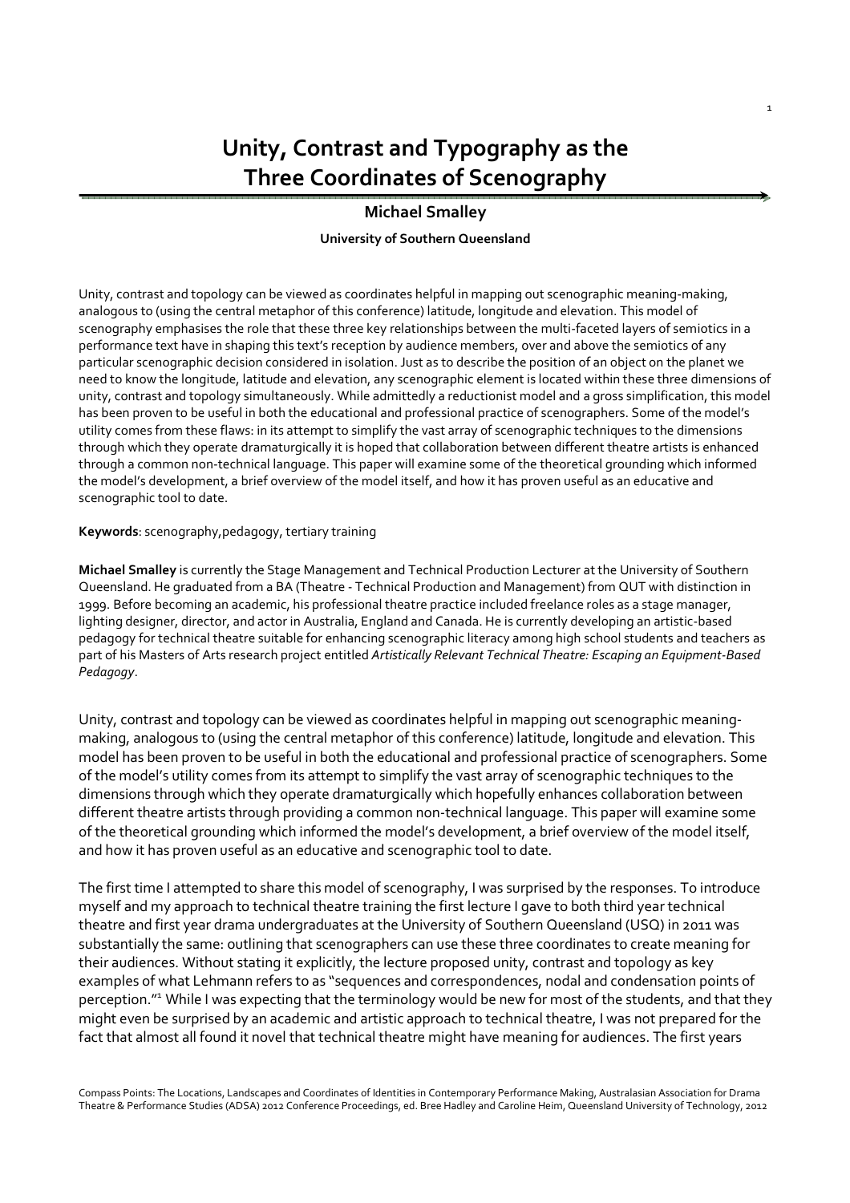# Unity, Contrast and Typography as the Three Coordinates of Scenography

### Michael Smalley

**University of Southern Queensland**

Unity, contrast and topology can be viewed as coordinates helpful in mapping out scenographic meaning-making, analogous to (using the central metaphor of this conference) latitude, longitude and elevation. This model of scenography emphasises the role that these three key relationships between the multi-faceted layers of semiotics in a performance text have in shaping this text's reception by audience members, over and above the semiotics of any particular scenographic decision considered in isolation. Just as to describe the position of an object on the planet we need to know the longitude, latitude and elevation, any scenographic element is located within these three dimensions of unity, contrast and topology simultaneously. While admittedly a reductionist model and a gross simplification, this model has been proven to be useful in both the educational and professional practice of scenographers. Some of the model's utility comes from these flaws: in its attempt to simplify the vast array of scenographic techniques to the dimensions through which they operate dramaturgically it is hoped that collaboration between different theatre artists is enhanced through a common non-technical language. This paper will examine some of the theoretical grounding which informed the model's development, a brief overview of the model itself, and how it has proven useful as an educative and scenographic tool to date.

**Keywords**: scenography,pedagogy, tertiary training

**Michael Smalley** is currently the Stage Management and Technical Production Lecturer at the University of Southern Queensland. He graduated from a BA (Theatre - Technical Production and Management) from QUT with distinction in 1999. Before becoming an academic, his professional theatre practice included freelance roles as a stage manager, lighting designer, director, and actor in Australia, England and Canada. He is currently developing an artistic-based pedagogy for technical theatre suitable for enhancing scenographic literacy among high school students and teachers as part of his Masters of Arts research project entitled *Artistically Relevant Technical Theatre: Escaping an Equipment-Based Pedagogy*.

Unity, contrast and topology can be viewed as coordinates helpful in mapping out scenographic meaning-making, analogous to (using the central metaphor of this conference) latitude, longitude and elevation. This model has been proven to be useful in both the educational and professional practice of scenographers. Some of the model's utility comes from its attempt to simplify the vast array of scenographic techniques to the dimensions through which they operate dramaturgically which hopefully enhances collaboration between different theatre artists through providing a common non-technical language. This paper will examine some of the theoretical grounding which informed the model's development, a brief overview of the model itself, and how it has proven useful as an educative and scenographic tool to date.

The first time I attempted to share this model of scenography, I was surprised by the responses. To introduce myself and my approach to technical theatre training the first lecture I gave to both third year technical theatre and first year drama undergraduates at the University of Southern Queensland (USQ) in 2011 was substantially the same: outlining that scenographers can use these three coordinates to create meaning for their audiences. Without stating it explicitly, the lecture proposed unity, contrast and topology as key examples of what Lehmann refers to as "sequences and correspondences, nodal and condensation points of perception."[1] While I was expecting that the terminology would be new for most of the students, and that they might even be surprised by an academic and artistic approach to technical theatre, I was not prepared for the fact that almost all found it novel that technical theatre might have meaning for audiences. The first years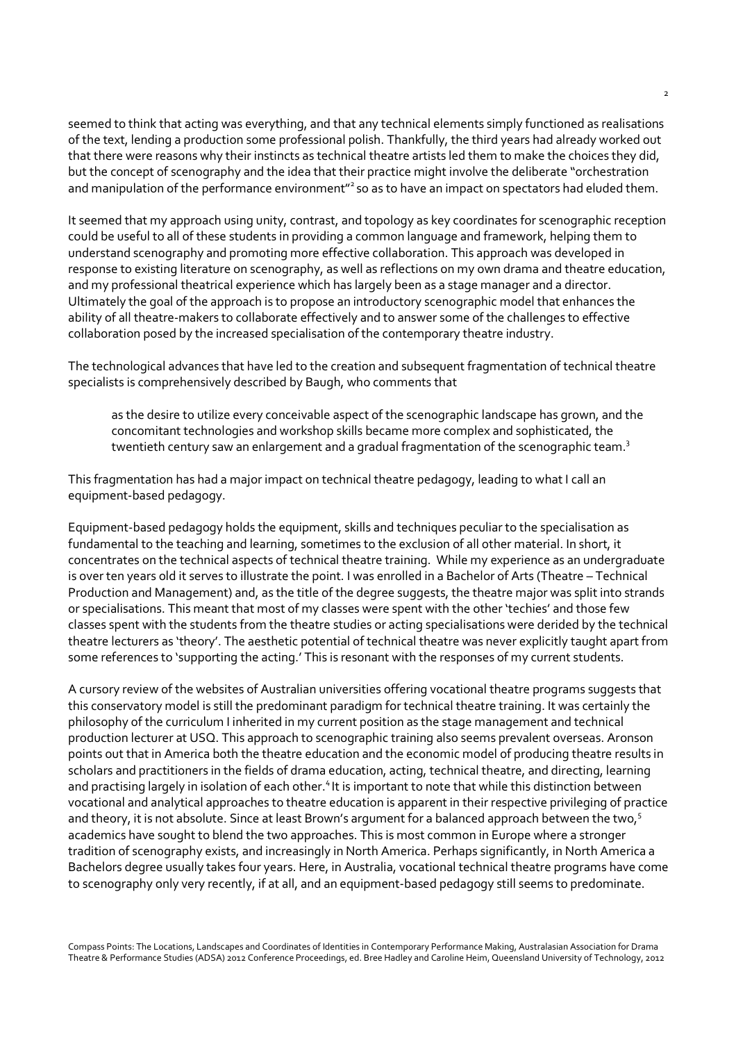seemed to think that acting was everything, and that any technical elements simply functioned as realisations of the text, lending a production some professional polish. Thankfully, the third years had already worked out that there were reasons why their instincts as technical theatre artists led them to make the choices they did, but the concept of scenography and the idea that their practice might involve the deliberate "orchestration and manipulation of the performance environment"[2] so as to have an impact on spectators had eluded them.

It seemed that my approach using unity, contrast, and topology as key coordinates for scenographic reception could be useful to all of these students in providing a common language and framework, helping them to understand scenography and promoting more effective collaboration. This approach was developed in response to existing literature on scenography, as well as reflections on my own drama and theatre education, and my professional theatrical experience which has largely been as a stage manager and a director. Ultimately the goal of the approach is to propose an introductory scenographic model that enhances the ability of all theatre-makers to collaborate effectively and to answer some of the challenges to effective collaboration posed by the increased specialisation of the contemporary theatre industry.

The technological advances that have led to the creation and subsequent fragmentation of technical theatre specialists is comprehensively described by Baugh, who comments that

> as the desire to utilize every conceivable aspect of the scenographic landscape has grown, and the concomitant technologies and workshop skills became more complex and sophisticated, the twentieth century saw an enlargement and a gradual fragmentation of the scenographic team.[3]

This fragmentation has had a major impact on technical theatre pedagogy, leading to what I call an equipment-based pedagogy.

Equipment-based pedagogy holds the equipment, skills and techniques peculiar to the specialisation as fundamental to the teaching and learning, sometimes to the exclusion of all other material. In short, it concentrates on the technical aspects of technical theatre training. While my experience as an undergraduate is over ten years old it serves to illustrate the point. I was enrolled in a Bachelor of Arts (Theatre – Technical Production and Management) and, as the title of the degree suggests, the theatre major was split into strands or specialisations. This meant that most of my classes were spent with the other 'techies' and those few classes spent with the students from the theatre studies or acting specialisations were derided by the technical theatre lecturers as 'theory'. The aesthetic potential of technical theatre was never explicitly taught apart from some references to 'supporting the acting.' This is resonant with the responses of my current students.

A cursory review of the websites of Australian universities offering vocational theatre programs suggests that this conservatory model is still the predominant paradigm for technical theatre training. It was certainly the philosophy of the curriculum I inherited in my current position as the stage management and technical production lecturer at USQ. This approach to scenographic training also seems prevalent overseas. Aronson points out that in America both the theatre education and the economic model of producing theatre results in scholars and practitioners in the fields of drama education, acting, technical theatre, and directing, learning and practising largely in isolation of each other.[4] It is important to note that while this distinction between vocational and analytical approaches to theatre education is apparent in their respective privileging of practice and theory, it is not absolute. Since at least Brown's argument for a balanced approach between the two,[5] academics have sought to blend the two approaches. This is most common in Europe where a stronger tradition of scenography exists, and increasingly in North America. Perhaps significantly, in North America a Bachelors degree usually takes four years. Here, in Australia, vocational technical theatre programs have come to scenography only very recently, if at all, and an equipment-based pedagogy still seems to predominate.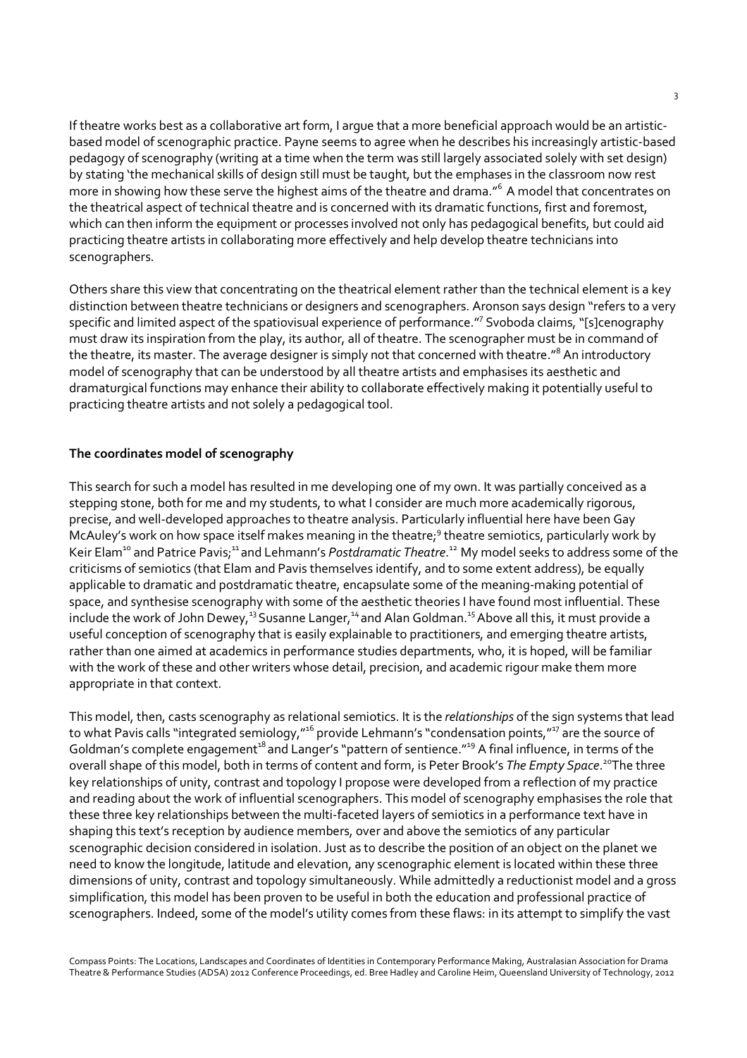If theatre works best as a collaborative art form, I argue that a more beneficial approach would be an artistic-based model of scenographic practice. Payne seems to agree when he describes his increasingly artistic-based pedagogy of scenography (writing at a time when the term was still largely associated solely with set design) by stating 'the mechanical skills of design still must be taught, but the emphases in the classroom now rest more in showing how these serve the highest aims of the theatre and drama."[6] A model that concentrates on the theatrical aspect of technical theatre and is concerned with its dramatic functions, first and foremost, which can then inform the equipment or processes involved not only has pedagogical benefits, but could aid practicing theatre artists in collaborating more effectively and help develop theatre technicians into scenographers.

Others share this view that concentrating on the theatrical element rather than the technical element is a key distinction between theatre technicians or designers and scenographers. Aronson says design "refers to a very specific and limited aspect of the spatiovisual experience of performance."[7] Svoboda claims, "[s]cenography must draw its inspiration from the play, its author, all of theatre. The scenographer must be in command of the theatre, its master. The average designer is simply not that concerned with theatre."[8] An introductory model of scenography that can be understood by all theatre artists and emphasises its aesthetic and dramaturgical functions may enhance their ability to collaborate effectively making it potentially useful to practicing theatre artists and not solely a pedagogical tool.

**The coordinates model of scenography**

This search for such a model has resulted in me developing one of my own. It was partially conceived as a stepping stone, both for me and my students, to what I consider are much more academically rigorous, precise, and well-developed approaches to theatre analysis. Particularly influential here have been Gay McAuley's work on how space itself makes meaning in the theatre;[9] theatre semiotics, particularly work by Keir Elam[10] and Patrice Pavis;[11] and Lehmann's *Postdramatic Theatre*.[12] My model seeks to address some of the criticisms of semiotics (that Elam and Pavis themselves identify, and to some extent address), be equally applicable to dramatic and postdramatic theatre, encapsulate some of the meaning-making potential of space, and synthesise scenography with some of the aesthetic theories I have found most influential. These include the work of John Dewey,[13] Susanne Langer,[14] and Alan Goldman.[15] Above all this, it must provide a useful conception of scenography that is easily explainable to practitioners, and emerging theatre artists, rather than one aimed at academics in performance studies departments, who, it is hoped, will be familiar with the work of these and other writers whose detail, precision, and academic rigour make them more appropriate in that context.

This model, then, casts scenography as relational semiotics. It is the *relationships* of the sign systems that lead to what Pavis calls "integrated semiology,"[16] provide Lehmann's "condensation points,"[17] are the source of Goldman's complete engagement[18] and Langer's "pattern of sentience."[19] A final influence, in terms of the overall shape of this model, both in terms of content and form, is Peter Brook's *The Empty Space*.[20] The three key relationships of unity, contrast and topology I propose were developed from a reflection of my practice and reading about the work of influential scenographers. This model of scenography emphasises the role that these three key relationships between the multi-faceted layers of semiotics in a performance text have in shaping this text's reception by audience members, over and above the semiotics of any particular scenographic decision considered in isolation. Just as to describe the position of an object on the planet we need to know the longitude, latitude and elevation, any scenographic element is located within these three dimensions of unity, contrast and topology simultaneously. While admittedly a reductionist model and a gross simplification, this model has been proven to be useful in both the education and professional practice of scenographers. Indeed, some of the model's utility comes from these flaws: in its attempt to simplify the vast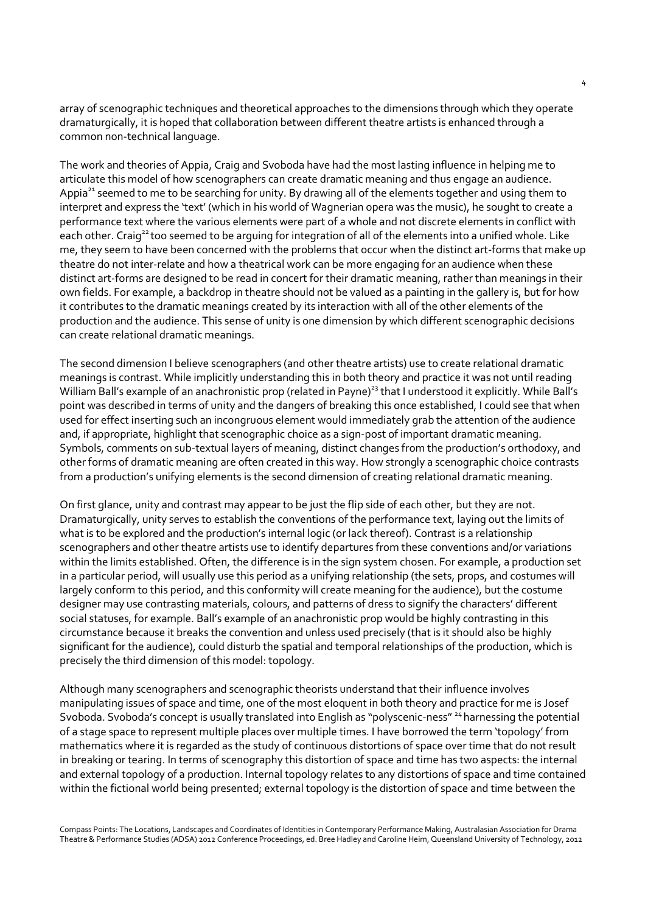array of scenographic techniques and theoretical approaches to the dimensions through which they operate dramaturgically, it is hoped that collaboration between different theatre artists is enhanced through a common non-technical language.

The work and theories of Appia, Craig and Svoboda have had the most lasting influence in helping me to articulate this model of how scenographers can create dramatic meaning and thus engage an audience. Appia[21] seemed to me to be searching for unity. By drawing all of the elements together and using them to interpret and express the 'text' (which in his world of Wagnerian opera was the music), he sought to create a performance text where the various elements were part of a whole and not discrete elements in conflict with each other. Craig[22] too seemed to be arguing for integration of all of the elements into a unified whole. Like me, they seem to have been concerned with the problems that occur when the distinct art-forms that make up theatre do not inter-relate and how a theatrical work can be more engaging for an audience when these distinct art-forms are designed to be read in concert for their dramatic meaning, rather than meanings in their own fields. For example, a backdrop in theatre should not be valued as a painting in the gallery is, but for how it contributes to the dramatic meanings created by its interaction with all of the other elements of the production and the audience. This sense of unity is one dimension by which different scenographic decisions can create relational dramatic meanings.

The second dimension I believe scenographers (and other theatre artists) use to create relational dramatic meanings is contrast. While implicitly understanding this in both theory and practice it was not until reading William Ball's example of an anachronistic prop (related in Payne)[23] that I understood it explicitly. While Ball's point was described in terms of unity and the dangers of breaking this once established, I could see that when used for effect inserting such an incongruous element would immediately grab the attention of the audience and, if appropriate, highlight that scenographic choice as a sign-post of important dramatic meaning. Symbols, comments on sub-textual layers of meaning, distinct changes from the production's orthodoxy, and other forms of dramatic meaning are often created in this way. How strongly a scenographic choice contrasts from a production's unifying elements is the second dimension of creating relational dramatic meaning.

On first glance, unity and contrast may appear to be just the flip side of each other, but they are not. Dramaturgically, unity serves to establish the conventions of the performance text, laying out the limits of what is to be explored and the production's internal logic (or lack thereof). Contrast is a relationship scenographers and other theatre artists use to identify departures from these conventions and/or variations within the limits established. Often, the difference is in the sign system chosen. For example, a production set in a particular period, will usually use this period as a unifying relationship (the sets, props, and costumes will largely conform to this period, and this conformity will create meaning for the audience), but the costume designer may use contrasting materials, colours, and patterns of dress to signify the characters' different social statuses, for example. Ball's example of an anachronistic prop would be highly contrasting in this circumstance because it breaks the convention and unless used precisely (that is it should also be highly significant for the audience), could disturb the spatial and temporal relationships of the production, which is precisely the third dimension of this model: topology.

Although many scenographers and scenographic theorists understand that their influence involves manipulating issues of space and time, one of the most eloquent in both theory and practice for me is Josef Svoboda. Svoboda's concept is usually translated into English as "polyscenic-ness" [24] harnessing the potential of a stage space to represent multiple places over multiple times. I have borrowed the term 'topology' from mathematics where it is regarded as the study of continuous distortions of space over time that do not result in breaking or tearing. In terms of scenography this distortion of space and time has two aspects: the internal and external topology of a production. Internal topology relates to any distortions of space and time contained within the fictional world being presented; external topology is the distortion of space and time between the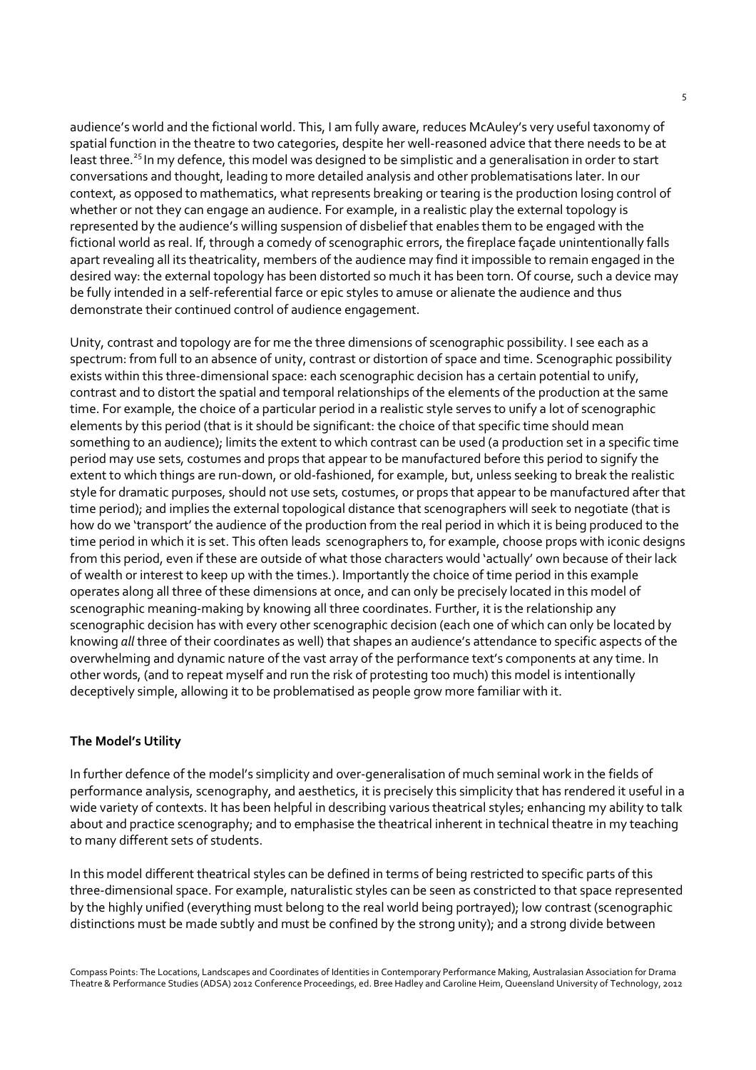audience's world and the fictional world. This, I am fully aware, reduces McAuley's very useful taxonomy of spatial function in the theatre to two categories, despite her well-reasoned advice that there needs to be at least three.[25] In my defence, this model was designed to be simplistic and a generalisation in order to start conversations and thought, leading to more detailed analysis and other problematisations later. In our context, as opposed to mathematics, what represents breaking or tearing is the production losing control of whether or not they can engage an audience. For example, in a realistic play the external topology is represented by the audience's willing suspension of disbelief that enables them to be engaged with the fictional world as real. If, through a comedy of scenographic errors, the fireplace façade unintentionally falls apart revealing all its theatricality, members of the audience may find it impossible to remain engaged in the desired way: the external topology has been distorted so much it has been torn. Of course, such a device may be fully intended in a self-referential farce or epic styles to amuse or alienate the audience and thus demonstrate their continued control of audience engagement.

Unity, contrast and topology are for me the three dimensions of scenographic possibility. I see each as a spectrum: from full to an absence of unity, contrast or distortion of space and time. Scenographic possibility exists within this three-dimensional space: each scenographic decision has a certain potential to unify, contrast and to distort the spatial and temporal relationships of the elements of the production at the same time. For example, the choice of a particular period in a realistic style serves to unify a lot of scenographic elements by this period (that is it should be significant: the choice of that specific time should mean something to an audience); limits the extent to which contrast can be used (a production set in a specific time period may use sets, costumes and props that appear to be manufactured before this period to signify the extent to which things are run-down, or old-fashioned, for example, but, unless seeking to break the realistic style for dramatic purposes, should not use sets, costumes, or props that appear to be manufactured after that time period); and implies the external topological distance that scenographers will seek to negotiate (that is how do we 'transport' the audience of the production from the real period in which it is being produced to the time period in which it is set. This often leads scenographers to, for example, choose props with iconic designs from this period, even if these are outside of what those characters would 'actually' own because of their lack of wealth or interest to keep up with the times.). Importantly the choice of time period in this example operates along all three of these dimensions at once, and can only be precisely located in this model of scenographic meaning-making by knowing all three coordinates. Further, it is the relationship any scenographic decision has with every other scenographic decision (each one of which can only be located by knowing *all* three of their coordinates as well) that shapes an audience's attendance to specific aspects of the overwhelming and dynamic nature of the vast array of the performance text's components at any time. In other words, (and to repeat myself and run the risk of protesting too much) this model is intentionally deceptively simple, allowing it to be problematised as people grow more familiar with it.

**The Model's Utility**

In further defence of the model's simplicity and over-generalisation of much seminal work in the fields of performance analysis, scenography, and aesthetics, it is precisely this simplicity that has rendered it useful in a wide variety of contexts. It has been helpful in describing various theatrical styles; enhancing my ability to talk about and practice scenography; and to emphasise the theatrical inherent in technical theatre in my teaching to many different sets of students.

In this model different theatrical styles can be defined in terms of being restricted to specific parts of this three-dimensional space. For example, naturalistic styles can be seen as constricted to that space represented by the highly unified (everything must belong to the real world being portrayed); low contrast (scenographic distinctions must be made subtly and must be confined by the strong unity); and a strong divide between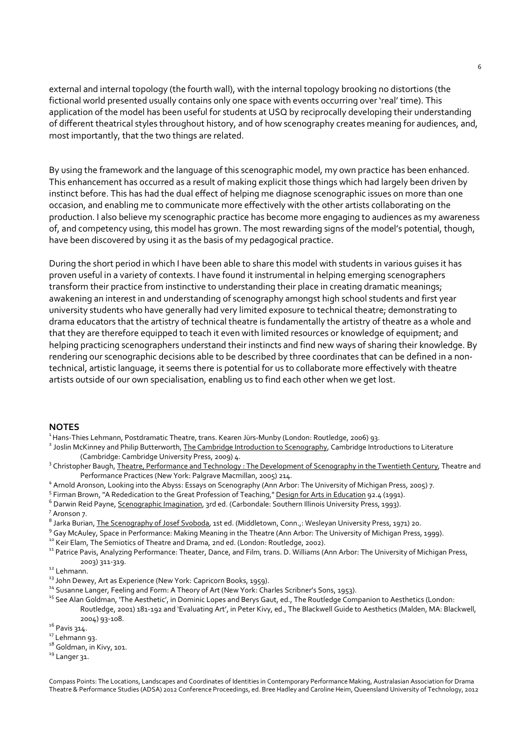external and internal topology (the fourth wall), with the internal topology brooking no distortions (the fictional world presented usually contains only one space with events occurring over 'real' time). This application of the model has been useful for students at USQ by reciprocally developing their understanding of different theatrical styles throughout history, and of how scenography creates meaning for audiences, and, most importantly, that the two things are related.

By using the framework and the language of this scenographic model, my own practice has been enhanced. This enhancement has occurred as a result of making explicit those things which had largely been driven by instinct before. This has had the dual effect of helping me diagnose scenographic issues on more than one occasion, and enabling me to communicate more effectively with the other artists collaborating on the production. I also believe my scenographic practice has become more engaging to audiences as my awareness of, and competency using, this model has grown. The most rewarding signs of the model's potential, though, have been discovered by using it as the basis of my pedagogical practice.

During the short period in which I have been able to share this model with students in various guises it has proven useful in a variety of contexts. I have found it instrumental in helping emerging scenographers transform their practice from instinctive to understanding their place in creating dramatic meanings; awakening an interest in and understanding of scenography amongst high school students and first year university students who have generally had very limited exposure to technical theatre; demonstrating to drama educators that the artistry of technical theatre is fundamentally the artistry of theatre as a whole and that they are therefore equipped to teach it even with limited resources or knowledge of equipment; and helping practicing scenographers understand their instincts and find new ways of sharing their knowledge. By rendering our scenographic decisions able to be described by three coordinates that can be defined in a non-technical, artistic language, it seems there is potential for us to collaborate more effectively with theatre artists outside of our own specialisation, enabling us to find each other when we get lost.

## NOTES

[1] Hans-Thies Lehmann, Postdramatic Theatre, trans. Kearen Jürs-Munby (London: Routledge, 2006) 93.

[2] Joslin McKinney and Philip Butterworth, The Cambridge Introduction to Scenography, Cambridge Introductions to Literature (Cambridge: Cambridge University Press, 2009) 4.

[3] Christopher Baugh, Theatre, Performance and Technology : The Development of Scenography in the Twentieth Century, Theatre and Performance Practices (New York: Palgrave Macmillan, 2005) 214.

[4] Arnold Aronson, Looking into the Abyss: Essays on Scenography (Ann Arbor: The University of Michigan Press, 2005) 7.

[5] Firman Brown, "A Rededication to the Great Profession of Teaching," Design for Arts in Education 92.4 (1991).

[6] Darwin Reid Payne, Scenographic Imagination, 3rd ed. (Carbondale: Southern Illinois University Press, 1993).

[7] Aronson 7.

[8] Jarka Burian, The Scenography of Josef Svoboda, 1st ed. (Middletown, Conn.,: Wesleyan University Press, 1971) 20.

[9] Gay McAuley, Space in Performance: Making Meaning in the Theatre (Ann Arbor: The University of Michigan Press, 1999).

[10] Keir Elam, The Semiotics of Theatre and Drama, 2nd ed. (London: Routledge, 2002).

[11] Patrice Pavis, Analyzing Performance: Theater, Dance, and Film, trans. D. Williams (Ann Arbor: The University of Michigan Press, 2003) 311-319.

[12] Lehmann.

[13] John Dewey, Art as Experience (New York: Capricorn Books, 1959).

[14] Susanne Langer, Feeling and Form: A Theory of Art (New York: Charles Scribner's Sons, 1953).

[15] See Alan Goldman, 'The Aesthetic', in Dominic Lopes and Berys Gaut, ed., The Routledge Companion to Aesthetics (London: Routledge, 2001) 181-192 and 'Evaluating Art', in Peter Kivy, ed., The Blackwell Guide to Aesthetics (Malden, MA: Blackwell, 2004) 93-108.

[16] Pavis 314.

[17] Lehmann 93.

[18] Goldman, in Kivy, 101.

[19] Langer 31.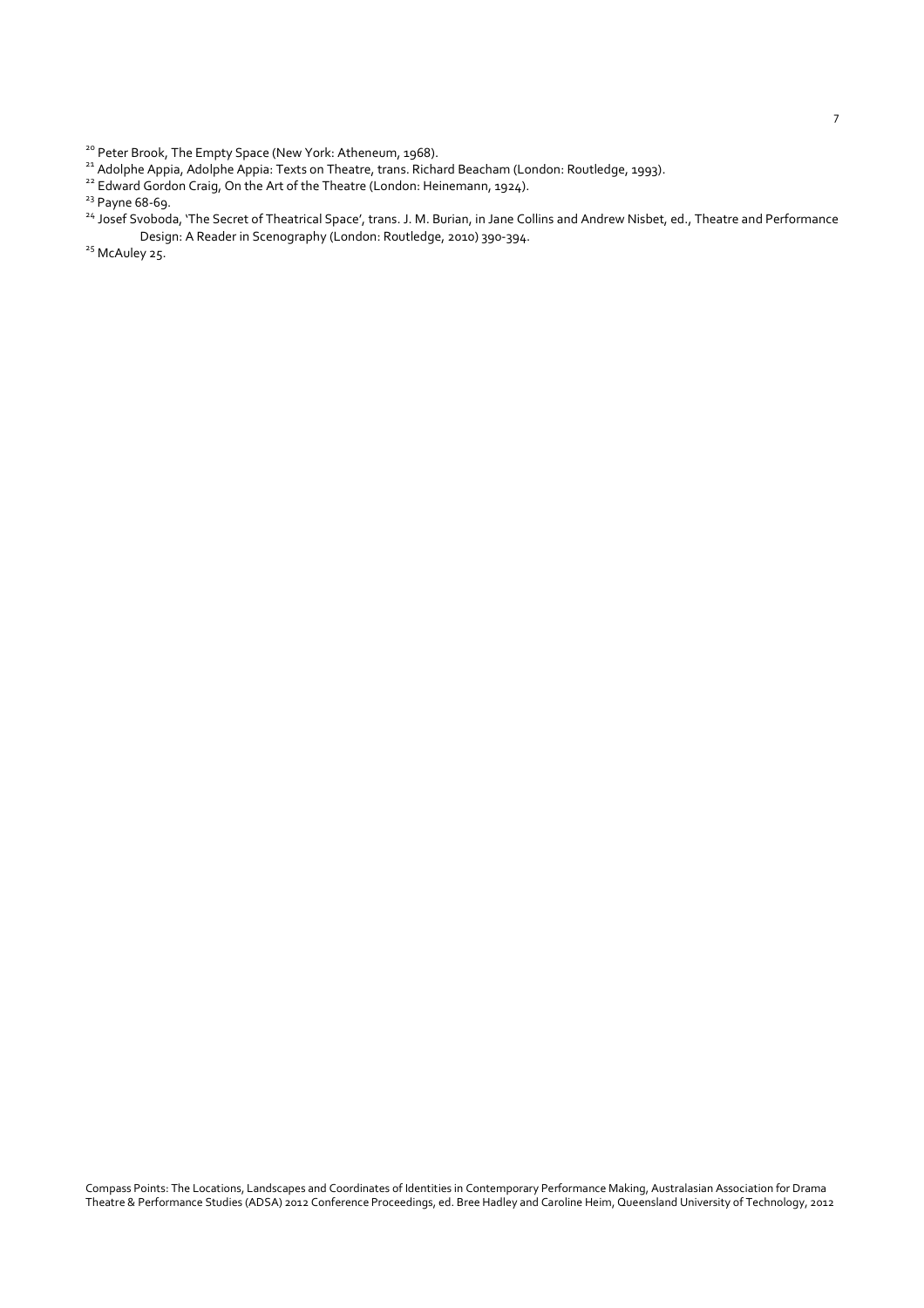[20] Peter Brook, The Empty Space (New York: Atheneum, 1968).

[21] Adolphe Appia, Adolphe Appia: Texts on Theatre, trans. Richard Beacham (London: Routledge, 1993).

[22] Edward Gordon Craig, On the Art of the Theatre (London: Heinemann, 1924).

[23] Payne 68-69.

[24] Josef Svoboda, 'The Secret of Theatrical Space', trans. J. M. Burian, in Jane Collins and Andrew Nisbet, ed., Theatre and Performance Design: A Reader in Scenography (London: Routledge, 2010) 390-394.

[25] McAuley 25.